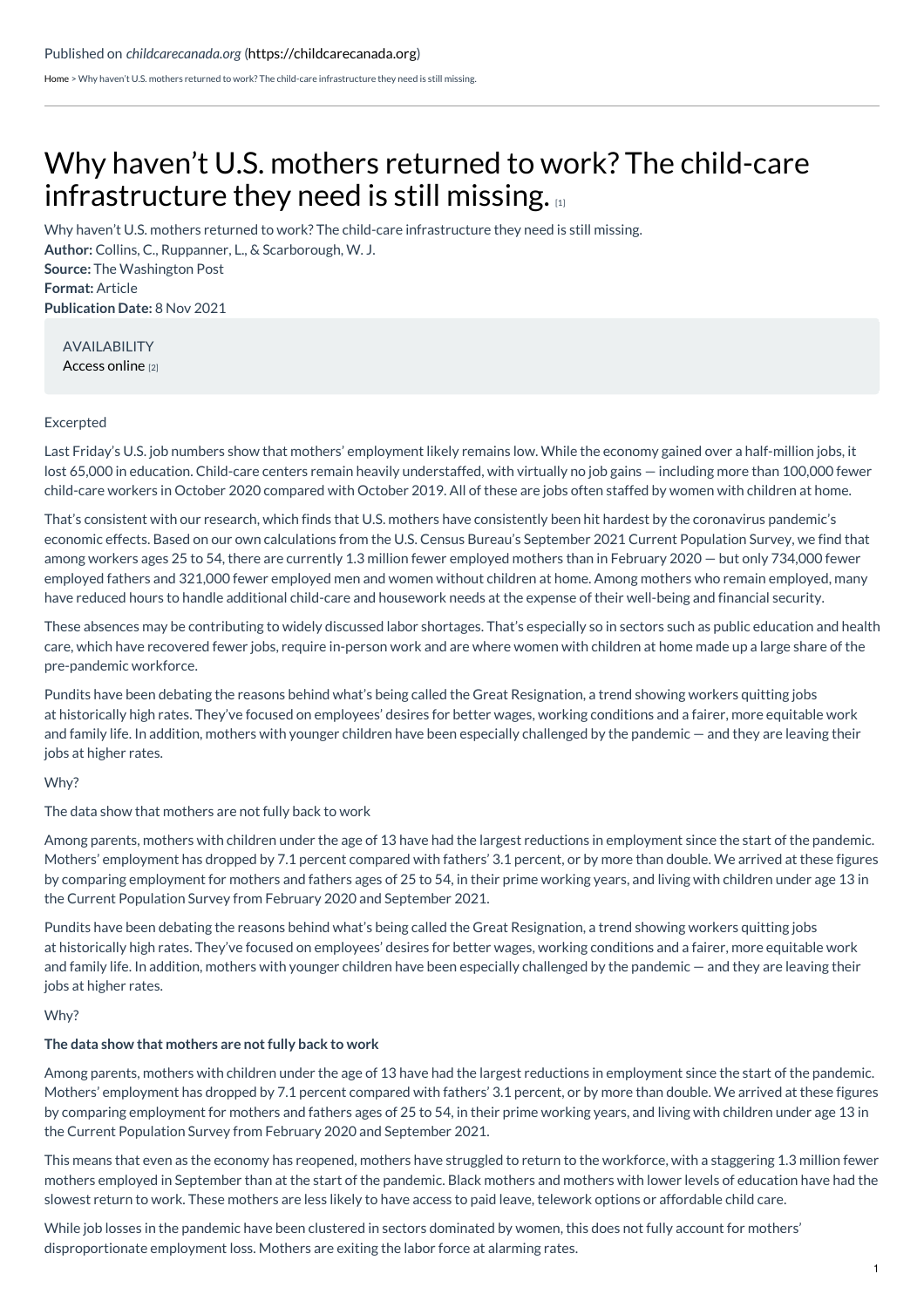Published on *childcarecanada.org* (https://childcarecanada.org)

Home > Why haven't U.S. mothers returned to work? The child-care infrastructure they need is still missing.

# Why haven't U.S. mothers returned to work? The child-care infrastructure they need is still missing. [1]

Why haven't U.S. mothers returned to work? The child-care infrastructure they need is still missing.
**Author:** Collins, C., Ruppanner, L., & Scarborough, W. J.
**Source:** The Washington Post
**Format:** Article
**Publication Date:** 8 Nov 2021

AVAILABILITY
Access online [2]

Excerpted

Last Friday's U.S. job numbers show that mothers' employment likely remains low. While the economy gained over a half-million jobs, it lost 65,000 in education. Child-care centers remain heavily understaffed, with virtually no job gains — including more than 100,000 fewer child-care workers in October 2020 compared with October 2019. All of these are jobs often staffed by women with children at home.

That's consistent with our research, which finds that U.S. mothers have consistently been hit hardest by the coronavirus pandemic's economic effects. Based on our own calculations from the U.S. Census Bureau's September 2021 Current Population Survey, we find that among workers ages 25 to 54, there are currently 1.3 million fewer employed mothers than in February 2020 — but only 734,000 fewer employed fathers and 321,000 fewer employed men and women without children at home. Among mothers who remain employed, many have reduced hours to handle additional child-care and housework needs at the expense of their well-being and financial security.

These absences may be contributing to widely discussed labor shortages. That's especially so in sectors such as public education and health care, which have recovered fewer jobs, require in-person work and are where women with children at home made up a large share of the pre-pandemic workforce.

Pundits have been debating the reasons behind what's being called the Great Resignation, a trend showing workers quitting jobs at historically high rates. They've focused on employees' desires for better wages, working conditions and a fairer, more equitable work and family life. In addition, mothers with younger children have been especially challenged by the pandemic — and they are leaving their jobs at higher rates.

Why?

The data show that mothers are not fully back to work

Among parents, mothers with children under the age of 13 have had the largest reductions in employment since the start of the pandemic. Mothers' employment has dropped by 7.1 percent compared with fathers' 3.1 percent, or by more than double. We arrived at these figures by comparing employment for mothers and fathers ages of 25 to 54, in their prime working years, and living with children under age 13 in the Current Population Survey from February 2020 and September 2021.

Pundits have been debating the reasons behind what's being called the Great Resignation, a trend showing workers quitting jobs at historically high rates. They've focused on employees' desires for better wages, working conditions and a fairer, more equitable work and family life. In addition, mothers with younger children have been especially challenged by the pandemic — and they are leaving their jobs at higher rates.

Why?

**The data show that mothers are not fully back to work**

Among parents, mothers with children under the age of 13 have had the largest reductions in employment since the start of the pandemic. Mothers' employment has dropped by 7.1 percent compared with fathers' 3.1 percent, or by more than double. We arrived at these figures by comparing employment for mothers and fathers ages of 25 to 54, in their prime working years, and living with children under age 13 in the Current Population Survey from February 2020 and September 2021.

This means that even as the economy has reopened, mothers have struggled to return to the workforce, with a staggering 1.3 million fewer mothers employed in September than at the start of the pandemic. Black mothers and mothers with lower levels of education have had the slowest return to work. These mothers are less likely to have access to paid leave, telework options or affordable child care.

While job losses in the pandemic have been clustered in sectors dominated by women, this does not fully account for mothers' disproportionate employment loss. Mothers are exiting the labor force at alarming rates.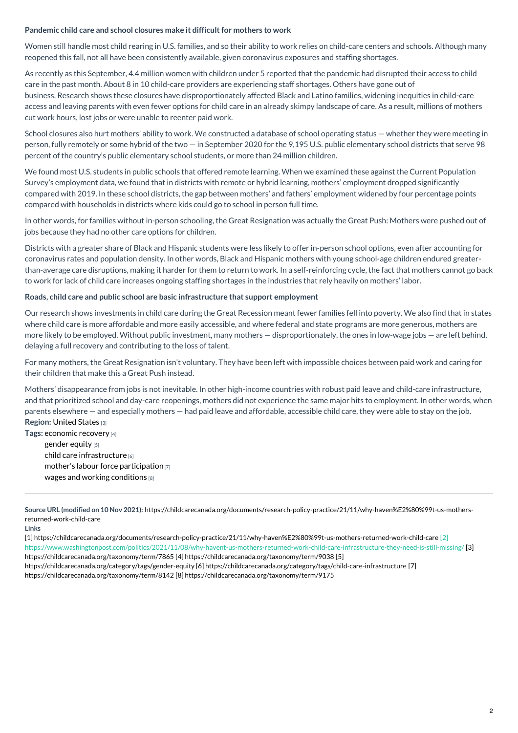**Pandemic child care and school closures make it difficult for mothers to work**

Women still handle most child rearing in U.S. families, and so their ability to work relies on child-care centers and schools. Although many reopened this fall, not all have been consistently available, given coronavirus exposures and staffing shortages.

As recently as this September, 4.4 million women with children under 5 reported that the pandemic had disrupted their access to child care in the past month. About 8 in 10 child-care providers are experiencing staff shortages. Others have gone out of business. Research shows these closures have disproportionately affected Black and Latino families, widening inequities in child-care access and leaving parents with even fewer options for child care in an already skimpy landscape of care. As a result, millions of mothers cut work hours, lost jobs or were unable to reenter paid work.

School closures also hurt mothers' ability to work. We constructed a database of school operating status — whether they were meeting in person, fully remotely or some hybrid of the two — in September 2020 for the 9,195 U.S. public elementary school districts that serve 98 percent of the country's public elementary school students, or more than 24 million children.

We found most U.S. students in public schools that offered remote learning. When we examined these against the Current Population Survey's employment data, we found that in districts with remote or hybrid learning, mothers' employment dropped significantly compared with 2019. In these school districts, the gap between mothers' and fathers' employment widened by four percentage points compared with households in districts where kids could go to school in person full time.

In other words, for families without in-person schooling, the Great Resignation was actually the Great Push: Mothers were pushed out of jobs because they had no other care options for children.

Districts with a greater share of Black and Hispanic students were less likely to offer in-person school options, even after accounting for coronavirus rates and population density. In other words, Black and Hispanic mothers with young school-age children endured greater-than-average care disruptions, making it harder for them to return to work. In a self-reinforcing cycle, the fact that mothers cannot go back to work for lack of child care increases ongoing staffing shortages in the industries that rely heavily on mothers' labor.

**Roads, child care and public school are basic infrastructure that support employment**

Our research shows investments in child care during the Great Recession meant fewer families fell into poverty. We also find that in states where child care is more affordable and more easily accessible, and where federal and state programs are more generous, mothers are more likely to be employed. Without public investment, many mothers — disproportionately, the ones in low-wage jobs — are left behind, delaying a full recovery and contributing to the loss of talent.

For many mothers, the Great Resignation isn't voluntary. They have been left with impossible choices between paid work and caring for their children that make this a Great Push instead.

Mothers' disappearance from jobs is not inevitable. In other high-income countries with robust paid leave and child-care infrastructure, and that prioritized school and day-care reopenings, mothers did not experience the same major hits to employment. In other words, when parents elsewhere — and especially mothers — had paid leave and affordable, accessible child care, they were able to stay on the job.

**Region:** United States [3]

**Tags:** economic recovery [4]
gender equity [5]
child care infrastructure [6]
mother's labour force participation [7]
wages and working conditions [8]

---

**Source URL (modified on 10 Nov 2021):** https://childcarecanada.org/documents/research-policy-practice/21/11/why-haven%E2%80%99t-us-mothers-returned-work-child-care

**Links**

[1] https://childcarecanada.org/documents/research-policy-practice/21/11/why-haven%E2%80%99t-us-mothers-returned-work-child-care [2] https://www.washingtonpost.com/politics/2021/11/08/why-havent-us-mothers-returned-work-child-care-infrastructure-they-need-is-still-missing/ [3] https://childcarecanada.org/taxonomy/term/7865 [4] https://childcarecanada.org/taxonomy/term/9038 [5] https://childcarecanada.org/category/tags/gender-equity [6] https://childcarecanada.org/category/tags/child-care-infrastructure [7] https://childcarecanada.org/taxonomy/term/8142 [8] https://childcarecanada.org/taxonomy/term/9175